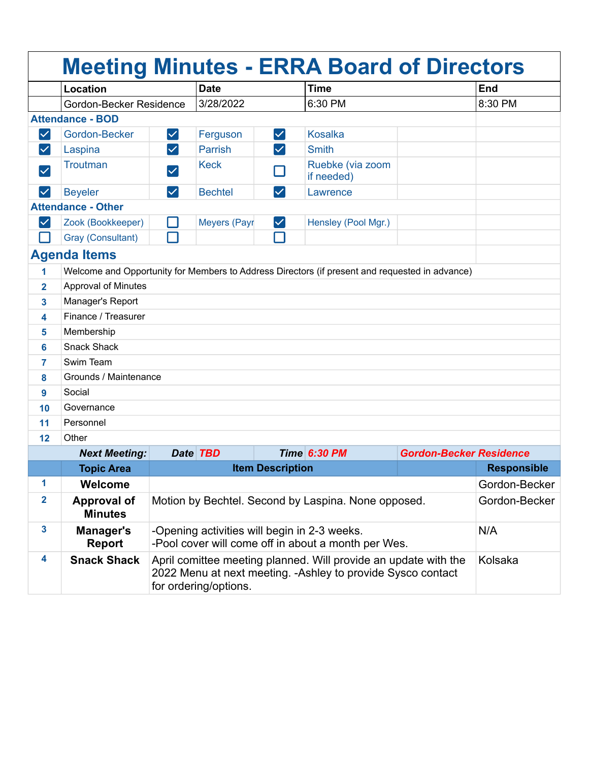# Meeting Minutes - ERRA Board of Directors

| Location | Date | Time | End |
|---|---|---|---|
| Gordon-Becker Residence | 3/28/2022 | 6:30 PM | 8:30 PM |

## Attendance - BOD

| | | | | | |
|---|---|---|---|---|---|
| ☑ | Gordon-Becker | ☑ | Ferguson | ☑ | Kosalka |
| ☑ | Laspina | ☑ | Parrish | ☑ | Smith |
| ☑ | Troutman | ☑ | Keck | ☐ | Ruebke (via zoom if needed) |
| ☑ | Beyeler | ☑ | Bechtel | ☑ | Lawrence |

## Attendance - Other

| | | | | | |
|---|---|---|---|---|---|
| ☑ | Zook (Bookkeeper) | ☐ | Meyers (Payr | ☑ | Hensley (Pool Mgr.) |
| ☐ | Gray (Consultant) | ☐ | | ☐ | |

## Agenda Items

1. Welcome and Opportunity for Members to Address Directors (if present and requested in advance)
2. Approval of Minutes
3. Manager's Report
4. Finance / Treasurer
5. Membership
6. Snack Shack
7. Swim Team
8. Grounds / Maintenance
9. Social
10. Governance
11. Personnel
12. Other

***Next Meeting:*** ***Date*** *TBD* ***Time*** *6:30 PM* *Gordon-Becker Residence*

| | Topic Area | Item Description | Responsible |
|---|---|---|---|
| 1 | **Welcome** | | Gordon-Becker |
| 2 | **Approval of Minutes** | Motion by Bechtel. Second by Laspina. None opposed. | Gordon-Becker |
| 3 | **Manager's Report** | -Opening activities will begin in 2-3 weeks.<br>-Pool cover will come off in about a month per Wes. | N/A |
| 4 | **Snack Shack** | April comittee meeting planned. Will provide an update with the 2022 Menu at next meeting. -Ashley to provide Sysco contact for ordering/options. | Kolsaka |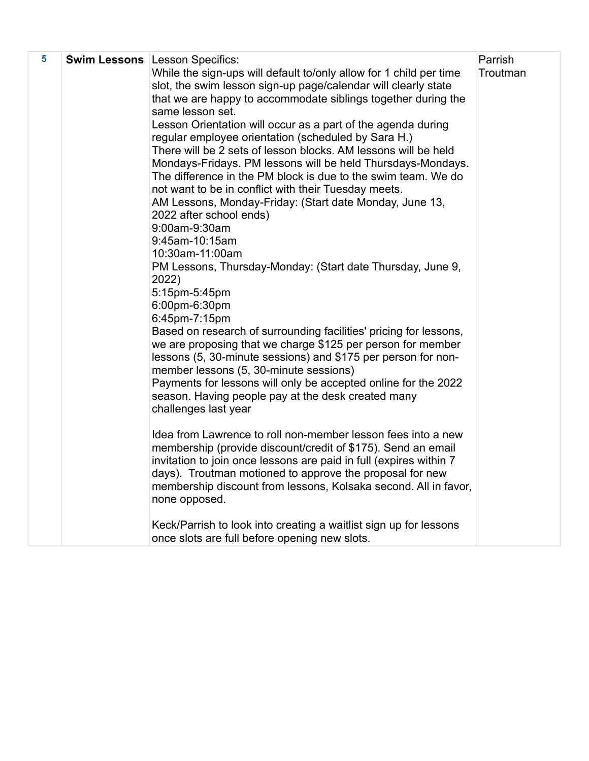| 5 | **Swim Lessons** | Lesson Specifics:<br>While the sign-ups will default to/only allow for 1 child per time slot, the swim lesson sign-up page/calendar will clearly state that we are happy to accommodate siblings together during the same lesson set.<br>Lesson Orientation will occur as a part of the agenda during regular employee orientation (scheduled by Sara H.)<br>There will be 2 sets of lesson blocks. AM lessons will be held Mondays-Fridays. PM lessons will be held Thursdays-Mondays. The difference in the PM block is due to the swim team. We do not want to be in conflict with their Tuesday meets.<br>AM Lessons, Monday-Friday: (Start date Monday, June 13, 2022 after school ends)<br>9:00am-9:30am<br>9:45am-10:15am<br>10:30am-11:00am<br>PM Lessons, Thursday-Monday: (Start date Thursday, June 9, 2022)<br>5:15pm-5:45pm<br>6:00pm-6:30pm<br>6:45pm-7:15pm<br>Based on research of surrounding facilities' pricing for lessons, we are proposing that we charge $125 per person for member lessons (5, 30-minute sessions) and $175 per person for non-member lessons (5, 30-minute sessions)<br>Payments for lessons will only be accepted online for the 2022 season. Having people pay at the desk created many challenges last year<br><br>Idea from Lawrence to roll non-member lesson fees into a new membership (provide discount/credit of $175). Send an email invitation to join once lessons are paid in full (expires within 7 days). Troutman motioned to approve the proposal for new membership discount from lessons, Kolsaka second. All in favor, none opposed.<br><br>Keck/Parrish to look into creating a waitlist sign up for lessons once slots are full before opening new slots. | Parrish<br>Troutman |
|---|---|---|---|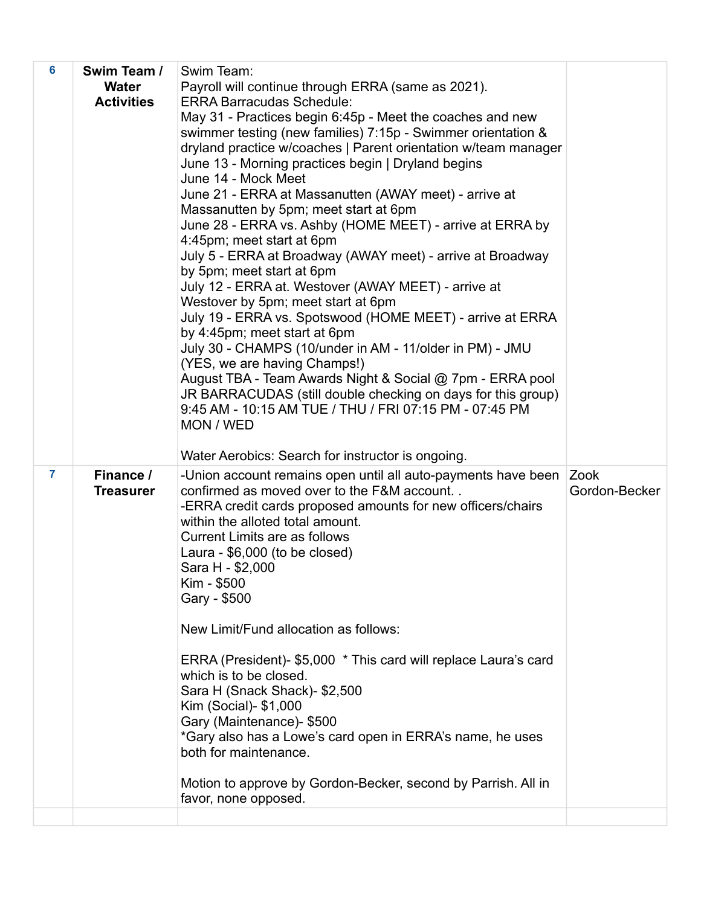| 6 | **Swim Team / Water Activities** | Swim Team:<br>Payroll will continue through ERRA (same as 2021).<br>ERRA Barracudas Schedule:<br>May 31 - Practices begin 6:45p - Meet the coaches and new swimmer testing (new families) 7:15p - Swimmer orientation & dryland practice w/coaches \| Parent orientation w/team manager<br>June 13 - Morning practices begin \| Dryland begins<br>June 14 - Mock Meet<br>June 21 - ERRA at Massanutten (AWAY meet) - arrive at Massanutten by 5pm; meet start at 6pm<br>June 28 - ERRA vs. Ashby (HOME MEET) - arrive at ERRA by 4:45pm; meet start at 6pm<br>July 5 - ERRA at Broadway (AWAY meet) - arrive at Broadway by 5pm; meet start at 6pm<br>July 12 - ERRA at. Westover (AWAY MEET) - arrive at Westover by 5pm; meet start at 6pm<br>July 19 - ERRA vs. Spotswood (HOME MEET) - arrive at ERRA by 4:45pm; meet start at 6pm<br>July 30 - CHAMPS (10/under in AM - 11/older in PM) - JMU (YES, we are having Champs!)<br>August TBA - Team Awards Night & Social @ 7pm - ERRA pool<br>JR BARRACUDAS (still double checking on days for this group)<br>9:45 AM - 10:15 AM TUE / THU / FRI 07:15 PM - 07:45 PM MON / WED<br><br>Water Aerobics: Search for instructor is ongoing. | |
|---|---|---|---|
| 7 | **Finance / Treasurer** | -Union account remains open until all auto-payments have been confirmed as moved over to the F&M account. .<br>-ERRA credit cards proposed amounts for new officers/chairs within the alloted total amount.<br>Current Limits are as follows<br>Laura - $6,000 (to be closed)<br>Sara H - $2,000<br>Kim - $500<br>Gary - $500<br><br>New Limit/Fund allocation as follows:<br><br>ERRA (President)- $5,000 * This card will replace Laura's card which is to be closed.<br>Sara H (Snack Shack)- $2,500<br>Kim (Social)- $1,000<br>Gary (Maintenance)- $500<br>*Gary also has a Lowe's card open in ERRA's name, he uses both for maintenance.<br><br>Motion to approve by Gordon-Becker, second by Parrish. All in favor, none opposed. | Zook<br>Gordon-Becker |
| | | | |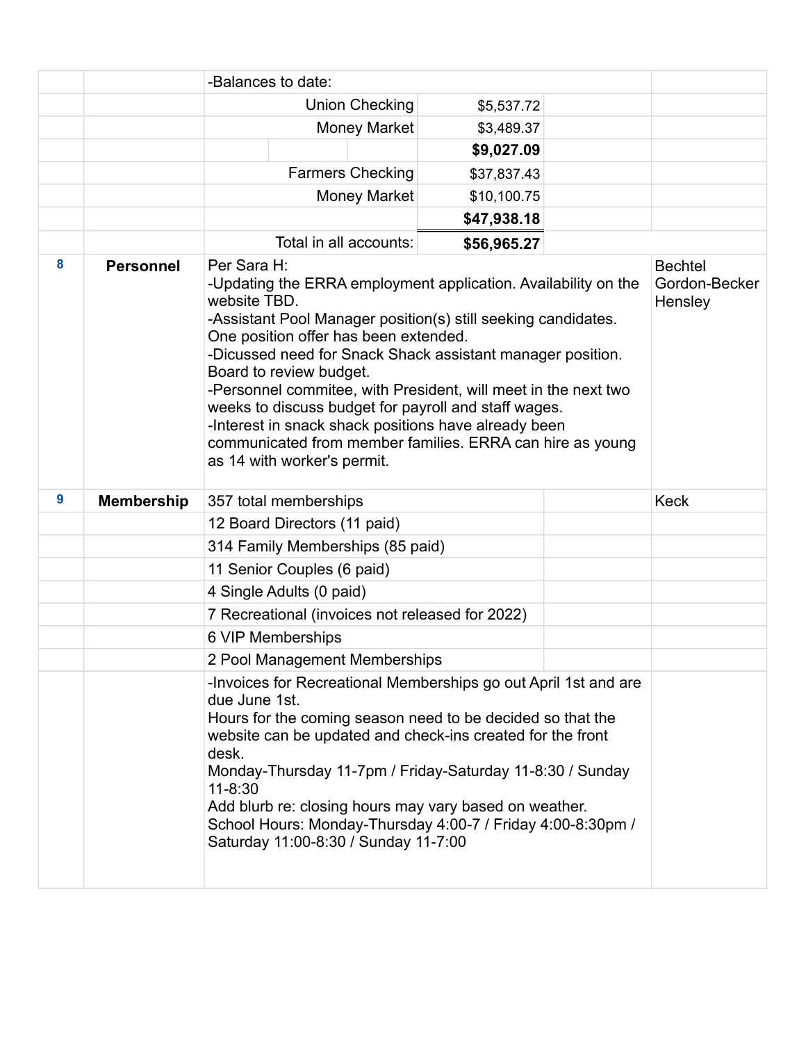| | | | | | |
|---|---|---|---|---|---|
| | | -Balances to date: | | | |
| | | Union Checking | $5,537.72 | | |
| | | Money Market | $3,489.37 | | |
| | | | **$9,027.09** | | |
| | | Farmers Checking | $37,837.43 | | |
| | | Money Market | $10,100.75 | | |
| | | | **$47,938.18** | | |
| | | Total in all accounts: | **$56,965.27** | | |
| 8 | **Personnel** | Per Sara H:<br>-Updating the ERRA employment application. Availability on the website TBD.<br>-Assistant Pool Manager position(s) still seeking candidates. One position offer has been extended.<br>-Dicussed need for Snack Shack assistant manager position. Board to review budget.<br>-Personnel commitee, with President, will meet in the next two weeks to discuss budget for payroll and staff wages.<br>-Interest in snack shack positions have already been communicated from member families. ERRA can hire as young as 14 with worker's permit. | | | Bechtel<br>Gordon-Becker<br>Hensley |
| 9 | **Membership** | 357 total memberships | | | Keck |
| | | 12 Board Directors (11 paid) | | | |
| | | 314 Family Memberships (85 paid) | | | |
| | | 11 Senior Couples (6 paid) | | | |
| | | 4 Single Adults (0 paid) | | | |
| | | 7 Recreational (invoices not released for 2022) | | | |
| | | 6 VIP Memberships | | | |
| | | 2 Pool Management Memberships | | | |
| | | -Invoices for Recreational Memberships go out April 1st and are due June 1st.<br>Hours for the coming season need to be decided so that the website can be updated and check-ins created for the front desk.<br>Monday-Thursday 11-7pm / Friday-Saturday 11-8:30 / Sunday 11-8:30<br>Add blurb re: closing hours may vary based on weather.<br>School Hours: Monday-Thursday 4:00-7 / Friday 4:00-8:30pm / Saturday 11:00-8:30 / Sunday 11-7:00 | | | |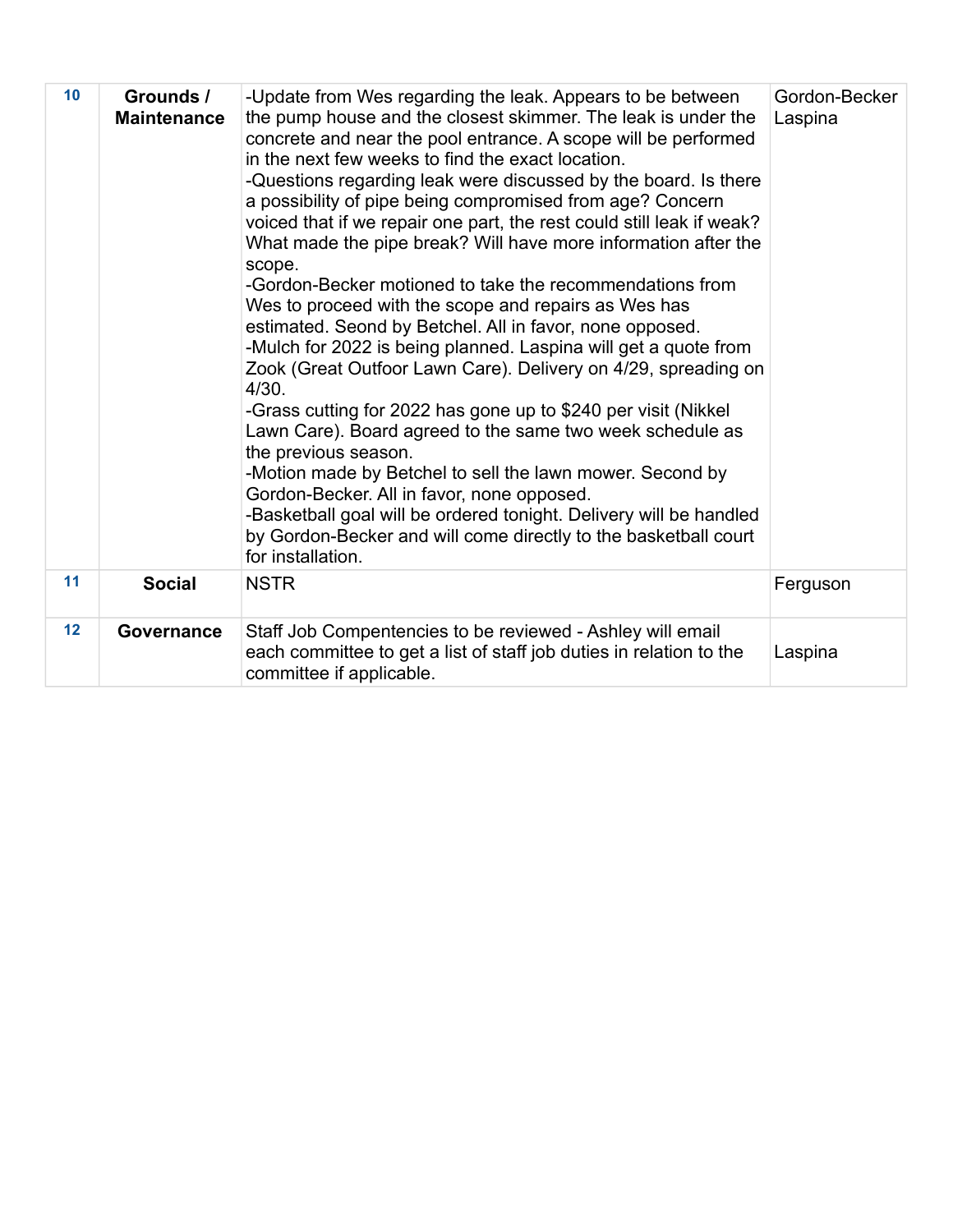| | | | |
|---|---|---|---|
| 10 | **Grounds / Maintenance** | -Update from Wes regarding the leak. Appears to be between the pump house and the closest skimmer. The leak is under the concrete and near the pool entrance. A scope will be performed in the next few weeks to find the exact location.<br>-Questions regarding leak were discussed by the board. Is there a possibility of pipe being compromised from age? Concern voiced that if we repair one part, the rest could still leak if weak? What made the pipe break? Will have more information after the scope.<br>-Gordon-Becker motioned to take the recommendations from Wes to proceed with the scope and repairs as Wes has estimated. Seond by Betchel. All in favor, none opposed.<br>-Mulch for 2022 is being planned. Laspina will get a quote from Zook (Great Outfoor Lawn Care). Delivery on 4/29, spreading on 4/30.<br>-Grass cutting for 2022 has gone up to $240 per visit (Nikkel Lawn Care). Board agreed to the same two week schedule as the previous season.<br>-Motion made by Betchel to sell the lawn mower. Second by Gordon-Becker. All in favor, none opposed.<br>-Basketball goal will be ordered tonight. Delivery will be handled by Gordon-Becker and will come directly to the basketball court for installation. | Gordon-Becker<br>Laspina |
| 11 | **Social** | NSTR | Ferguson |
| 12 | **Governance** | Staff Job Compentencies to be reviewed - Ashley will email each committee to get a list of staff job duties in relation to the committee if applicable. | Laspina |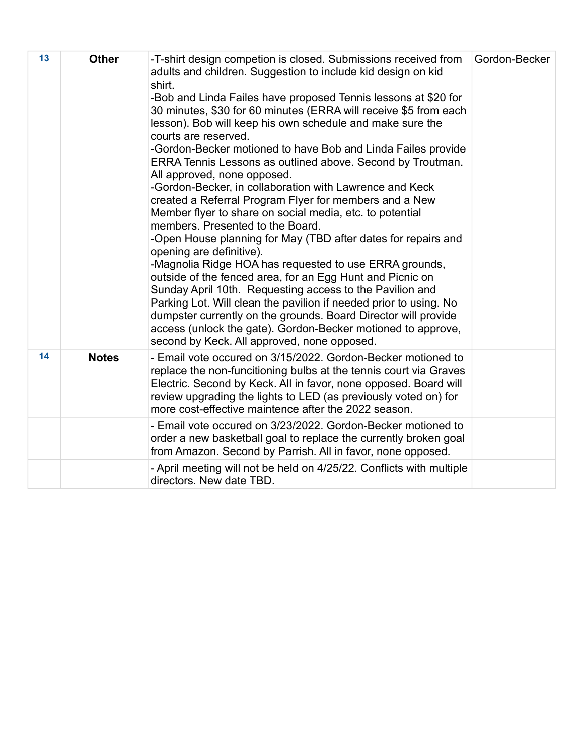| | | | |
|---|---|---|---|
| 13 | **Other** | -T-shirt design competion is closed. Submissions received from adults and children. Suggestion to include kid design on kid shirt.<br>-Bob and Linda Failes have proposed Tennis lessons at $20 for 30 minutes, $30 for 60 minutes (ERRA will receive $5 from each lesson). Bob will keep his own schedule and make sure the courts are reserved.<br>-Gordon-Becker motioned to have Bob and Linda Failes provide ERRA Tennis Lessons as outlined above. Second by Troutman. All approved, none opposed.<br>-Gordon-Becker, in collaboration with Lawrence and Keck created a Referral Program Flyer for members and a New Member flyer to share on social media, etc. to potential members. Presented to the Board.<br>-Open House planning for May (TBD after dates for repairs and opening are definitive).<br>-Magnolia Ridge HOA has requested to use ERRA grounds, outside of the fenced area, for an Egg Hunt and Picnic on Sunday April 10th. Requesting access to the Pavilion and Parking Lot. Will clean the pavilion if needed prior to using. No dumpster currently on the grounds. Board Director will provide access (unlock the gate). Gordon-Becker motioned to approve, second by Keck. All approved, none opposed. | Gordon-Becker |
| 14 | **Notes** | - Email vote occured on 3/15/2022. Gordon-Becker motioned to replace the non-funcitioning bulbs at the tennis court via Graves Electric. Second by Keck. All in favor, none opposed. Board will review upgrading the lights to LED (as previously voted on) for more cost-effective maintence after the 2022 season. | |
| | | - Email vote occured on 3/23/2022. Gordon-Becker motioned to order a new basketball goal to replace the currently broken goal from Amazon. Second by Parrish. All in favor, none opposed. | |
| | | - April meeting will not be held on 4/25/22. Conflicts with multiple directors. New date TBD. | |